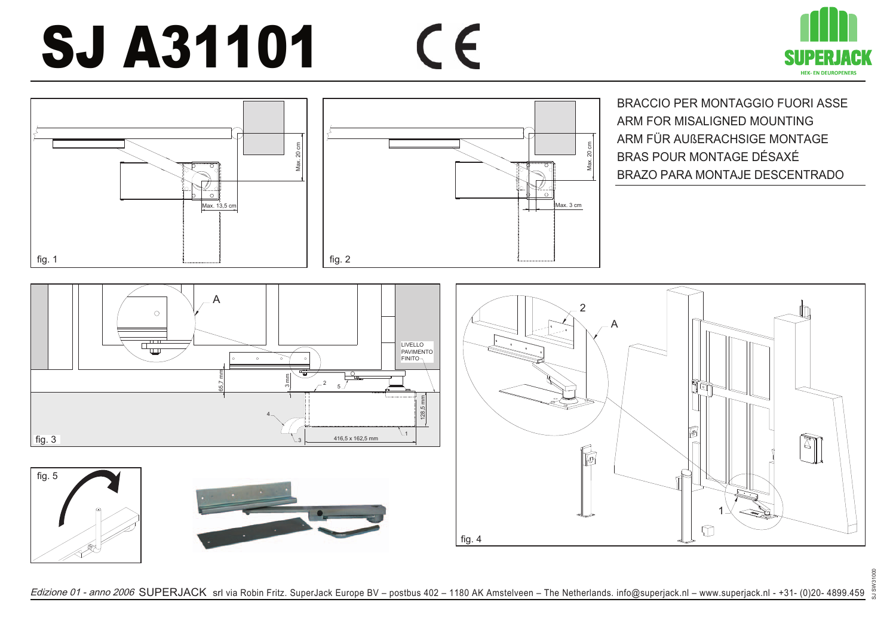# SJ A31101

BRACCIO PER MONTAGGIO FUORI ASSE
ARM FOR MISALIGNED MOUNTING
ARM FÜR AUẞERACHSIGE MONTAGE
BRAS POUR MONTAGE DÉSAXÉ
BRAZO PARA MONTAJE DESCENTRADO

fig. 1

Max. 20 cm

Max. 13,5 cm

fig. 2

Max. 20 cm

Max. 3 cm

fig. 3

A

LIVELLO PAVIMENTO FINITO

65,7 mm

3 mm

128,5 mm

416,5 x 162,5 mm

fig. 4

fig. 5

*Edizione 01 - anno 2006* SUPERJACK srl via Robin Fritz. SuperJack Europe BV – postbus 402 – 1180 AK Amstelveen – The Netherlands. info@superjack.nl – www.superjack.nl - +31- (0)20- 4899.459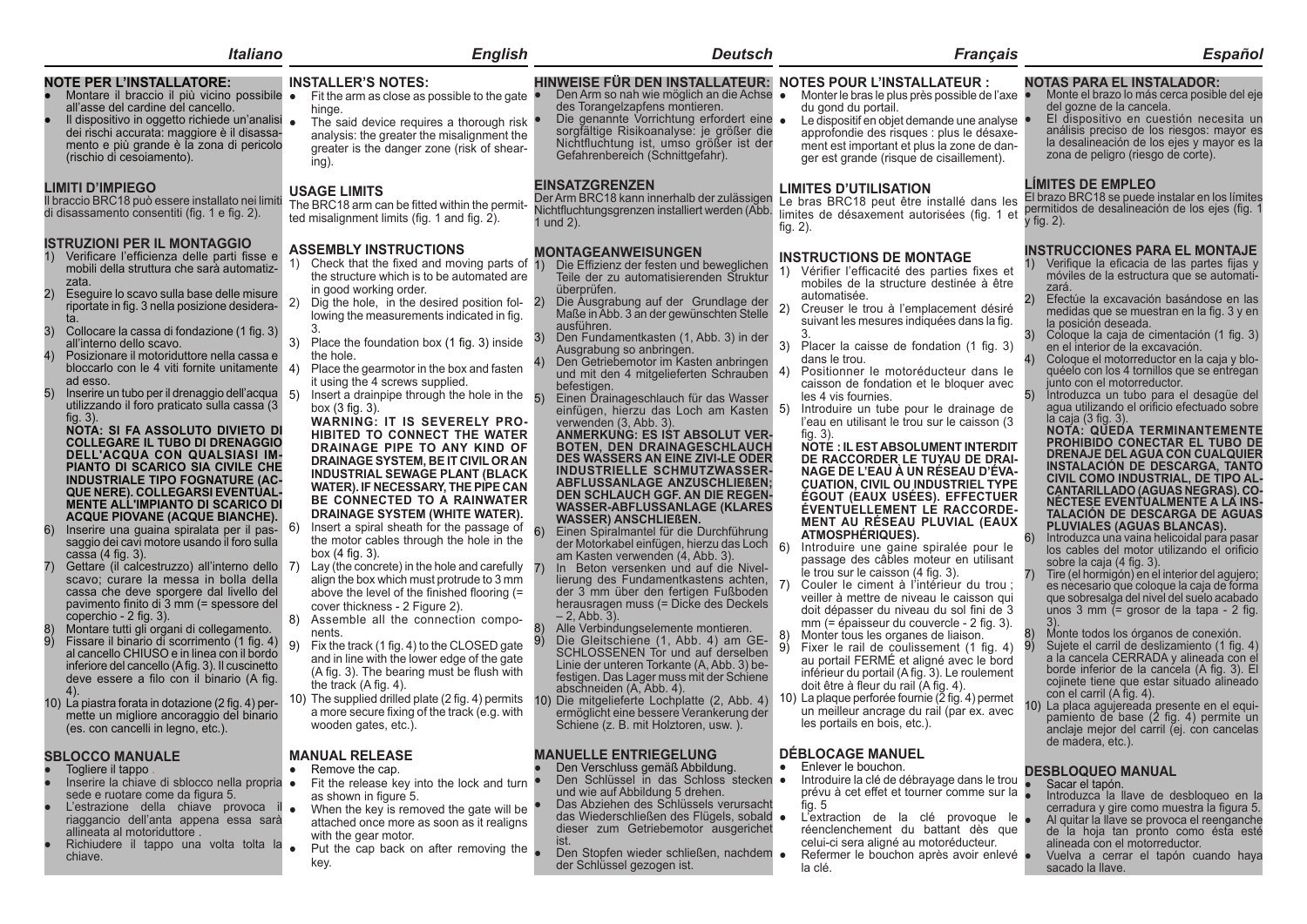# Italiano

## NOTE PER L'INSTALLATORE:

- Montare il braccio il più vicino possibile all'asse del cardine del cancello.
- Il dispositivo in oggetto richiede un'analisi dei rischi accurata: maggiore è il disassamento e più grande è la zona di pericolo (rischio di cesoiamento).

## LIMITI D'IMPIEGO

Il braccio BRC18 può essere installato nei limiti di disassamento consentiti (fig. 1 e fig. 2).

## ISTRUZIONI PER IL MONTAGGIO

1) Verificare l'efficienza delle parti fisse e mobili della struttura che sarà automatizzata.
2) Eseguire lo scavo sulla base delle misure riportate in fig. 3 nella posizione desiderata.
3) Collocare la cassa di fondazione (1 fig. 3) all'interno dello scavo.
4) Posizionare il motoriduttore nella cassa e bloccarlo con le 4 viti fornite unitamente ad esso.
5) Inserire un tubo per il drenaggio dell'acqua utilizzando il foro praticato sulla cassa (3 fig. 3).
**NOTA: SI FA ASSOLUTO DIVIETO DI COLLEGARE IL TUBO DI DRENAGGIO DELL'ACQUA CON QUALSIASI IMPIANTO DI SCARICO SIA CIVILE CHE INDUSTRIALE TIPO FOGNATURE (ACQUE NERE). COLLEGARSI EVENTUALMENTE ALL'IMPIANTO DI SCARICO DI ACQUE PIOVANE (ACQUE BIANCHE).**
6) Inserire una guaina spiralata per il passaggio dei cavi motore usando il foro sulla cassa (4 fig. 3).
7) Gettare (il calcestruzzo) all'interno dello scavo; curare la messa in bolla della cassa che deve sporgere dal livello del pavimento finito di 3 mm (= spessore del coperchio - 2 fig. 3).
8) Montare tutti gli organi di collegamento.
9) Fissare il binario di scorrimento (1 fig. 4) al cancello CHIUSO e in linea con il bordo inferiore del cancello (A fig. 3). Il cuscinetto deve essere a filo con il binario (A fig. 4).
10) La piastra forata in dotazione (2 fig. 4) permette un migliore ancoraggio del binario (es. con cancelli in legno, etc.).

## SBLOCCO MANUALE

- Togliere il tappo .
- Inserire la chiave di sblocco nella propria sede e ruotare come da figura 5.
- L'estrazione della chiave provoca il riaggancio dell'anta appena essa sarà allineata al motoriduttore .
- Richiudere il tappo una volta tolta la chiave.

# English

## INSTALLER'S NOTES:

- Fit the arm as close as possible to the gate hinge.
- The said device requires a thorough risk analysis: the greater the misalignment the greater is the danger zone (risk of shearing).

## USAGE LIMITS

The BRC18 arm can be fitted within the permitted misalignment limits (fig. 1 and fig. 2).

## ASSEMBLY INSTRUCTIONS

1) Check that the fixed and moving parts of the structure which is to be automated are in good working order.
2) Dig the hole, in the desired position following the measurements indicated in fig. 3.
3) Place the foundation box (1 fig. 3) inside the hole.
4) Place the gearmotor in the box and fasten it using the 4 screws supplied.
5) Insert a drainpipe through the hole in the box (3 fig. 3).
**WARNING: IT IS SEVERELY PROHIBITED TO CONNECT THE WATER DRAINAGE PIPE TO ANY KIND OF DRAINAGE SYSTEM, BE IT CIVIL OR AN INDUSTRIAL SEWAGE PLANT (BLACK WATER). IF NECESSARY, THE PIPE CAN BE CONNECTED TO A RAINWATER DRAINAGE SYSTEM (WHITE WATER).**
6) Insert a spiral sheath for the passage of the motor cables through the hole in the box (4 fig. 3).
7) Lay (the concrete) in the hole and carefully align the box which must protrude to 3 mm above the level of the finished flooring (= cover thickness - 2 Figure 2).
8) Assemble all the connection components.
9) Fix the track (1 fig. 4) to the CLOSED gate and in line with the lower edge of the gate (A fig. 3). The bearing must be flush with the track (A fig. 4).
10) The supplied drilled plate (2 fig. 4) permits a more secure fixing of the track (e.g. with wooden gates, etc.).

## MANUAL RELEASE

- Remove the cap.
- Fit the release key into the lock and turn as shown in figure 5.
- When the key is removed the gate will be attached once more as soon as it realigns with the gear motor.
- Put the cap back on after removing the key.

# Deutsch

## HINWEISE FÜR DEN INSTALLATEUR:

- Den Arm so nah wie möglich an die Achse des Torangelzapfens montieren.
- Die genannte Vorrichtung erfordert eine sorgfältige Risikoanalyse: je größer die Nichtfluchtung ist, umso größer ist der Gefahrenbereich (Schnittgefahr).

## EINSATZGRENZEN

Der Arm BRC18 kann innerhalb der zulässigen Nichtfluchtungsgrenzen installiert werden (Abb. 1 und 2).

## MONTAGEANWEISUNGEN

1) Die Effizienz der festen und beweglichen Teile der zu automatisierenden Struktur überprüfen.
2) Die Ausgrabung auf der Grundlage der Maße in Abb. 3 an der gewünschten Stelle ausführen.
3) Den Fundamentkasten (1, Abb. 3) in der Ausgrabung so anbringen.
4) Den Getriebemotor im Kasten anbringen und mit den 4 mitgelieferten Schrauben befestigen.
5) Einen Drainageschlauch für das Wasser einfügen, hierzu das Loch am Kasten verwenden (3, Abb. 3).
**ANMERKUNG: ES IST ABSOLUT VERBOTEN, DEN DRAINAGESCHLAUCH DES WASSERS AN EINE ZIVI-LE ODER INDUSTRIELLE SCHMUTZWASSERABFLUSSANLAGE ANZUSCHLIEßEN; DEN SCHLAUCH GGF. AN DIE REGENWASSER-ABFLUSSANLAGE (KLARES WASSER) ANSCHLIEßEN.**
6) Einen Spiralmantel für die Durchführung der Motorkabel einfügen, hierzu das Loch am Kasten verwenden (4, Abb. 3).
7) In Beton versenken und auf die Nivellierung des Fundamentkastens achten, der 3 mm über den fertigen Fußboden herausragen muss (= Dicke des Deckels – 2, Abb. 3).
8) Alle Verbindungselemente montieren.
9) Die Gleitschiene (1, Abb. 4) am GESCHLOSSENEN Tor und auf derselben Linie der unteren Torkante (A, Abb. 3) befestigen. Das Lager muss mit der Schiene abschneiden (A, Abb. 4).
10) Die mitgelieferte Lochplatte (2, Abb. 4) ermöglicht eine bessere Verankerung der Schiene (z. B. mit Holztoren, usw. ).

## MANUELLE ENTRIEGELUNG

- Den Verschluss gemäß Abbildung.
- Den Schlüssel in das Schloss stecken und wie auf Abbildung 5 drehen.
- Das Abziehen des Schlüssels verursacht das Wiederschließen des Flügels, sobald dieser zum Getriebemotor ausgerichet ist.
- Den Stopfen wieder schließen, nachdem der Schlüssel gezogen ist.

# Français

## NOTES POUR L'INSTALLATEUR :

- Monter le bras le plus près possible de l'axe du gond du portail.
- Le dispositif en objet demande une analyse approfondie des risques : plus le désaxement est important et plus la zone de danger est grande (risque de cisaillement).

## LIMITES D'UTILISATION

Le bras BRC18 peut être installé dans les limites de désaxement autorisées (fig. 1 et fig. 2).

## INSTRUCTIONS DE MONTAGE

1) Vérifier l'efficacité des parties fixes et mobiles de la structure destinée à être automatisée.
2) Creuser le trou à l'emplacement désiré suivant les mesures indiquées dans la fig. 3.
3) Placer la caisse de fondation (1 fig. 3) dans le trou.
4) Positionner le motoréducteur dans le caisson de fondation et le bloquer avec les 4 vis fournies.
5) Introduire un tube pour le drainage de l'eau en utilisant le trou sur le caisson (3 fig. 3).
**NOTE : IL EST ABSOLUMENT INTERDIT DE RACCORDER LE TUYAU DE DRAINAGE DE L'EAU À UN RÉSEAU D'ÉVACUATION, CIVIL OU INDUSTRIEL TYPE ÉGOUT (EAUX USÉES). EFFECTUER ÉVENTUELLEMENT LE RACCORDEMENT AU RÉSEAU PLUVIAL (EAUX ATMOSPHÉRIQUES).**
6) Introduire une gaine spiralée pour le passage des câbles moteur en utilisant le trou sur le caisson (4 fig. 3).
7) Couler le ciment à l'intérieur du trou ; veiller à mettre de niveau le caisson qui doit dépasser du niveau du sol fini de 3 mm (= épaisseur du couvercle - 2 fig. 3).
8) Monter tous les organes de liaison.
9) Fixer le rail de coulissement (1 fig. 4) au portail FERMÉ et aligné avec le bord inférieur du portail (A fig. 3). Le roulement doit être à fleur du rail (A fig. 4).
10) La plaque perforée fournie (2 fig. 4) permet un meilleur ancrage du rail (par ex. avec les portails en bois, etc.).

## DÉBLOCAGE MANUEL

- Enlever le bouchon.
- Introduire la clé de débrayage dans le trou prévu à cet effet et tourner comme sur la fig. 5
- L'extraction de la clé provoque le réenclenchement du battant dès que celui-ci sera aligné au motoréducteur.
- Refermer le bouchon après avoir enlevé la clé.

# Español

## NOTAS PARA EL INSTALADOR:

- Monte el brazo lo más cerca posible del eje del gozne de la cancela.
- El dispositivo en cuestión necesita un análisis preciso de los riesgos: mayor es la desalineación de los ejes y mayor es la zona de peligro (riesgo de corte).

## LÍMITES DE EMPLEO

El brazo BRC18 se puede instalar en los límites permitidos de desalineación de los ejes (fig. 1 y fig. 2).

## INSTRUCCIONES PARA EL MONTAJE

1) Verifique la eficacia de las partes fijas y móviles de la estructura que se automatizará.
2) Efectúe la excavación basándose en las medidas que se muestran en la fig. 3 y en la posición deseada.
3) Coloque la caja de cimentación (1 fig. 3) en el interior de la excavación.
4) Coloque el motorreductor en la caja y bloquéelo con los 4 tornillos que se entregan junto con el motorreductor.
5) Introduzca un tubo para el desagüe del agua utilizando el orificio efectuado sobre la caja (3 fig. 3).
**NOTA: QUEDA TERMINANTEMENTE PROHIBIDO CONECTAR EL TUBO DE DRENAJE DEL AGUA CON CUALQUIER INSTALACIÓN DE DESCARGA, TANTO CIVIL COMO INDUSTRIAL, DE TIPO ALCANTARILLADO (AGUAS NEGRAS). CONÉCTESE EVENTUALMENTE A LA INSTALACIÓN DE DESCARGA DE AGUAS PLUVIALES (AGUAS BLANCAS).**
6) Introduzca una vaina helicoidal para pasar los cables del motor utilizando el orificio sobre la caja (4 fig. 3).
7) Tire (el hormigón) en el interior del agujero; es necesario que coloque la caja de forma que sobresalga del nivel del suelo acabado unos 3 mm (= grosor de la tapa - 2 fig. 3).
8) Monte todos los órganos de conexión.
9) Sujete el carril de deslizamiento (1 fig. 4) a la cancela CERRADA y alineada con el borde inferior de la cancela (A fig. 3). El cojinete tiene que estar situado alineado con el carril (A fig. 4).
10) La placa agujereada presente en el equipamiento de base (2 fig. 4) permite un anclaje mejor del carril (ej. con cancelas de madera, etc.).

## DESBLOQUEO MANUAL

- Sacar el tapón.
- Introduzca la llave de desbloqueo en la cerradura y gire como muestra la figura 5.
- Al quitar la llave se provoca el reenganche de la hoja tan pronto como ésta esté alineada con el motorreductor.
- Vuelva a cerrar el tapón cuando haya sacado la llave.